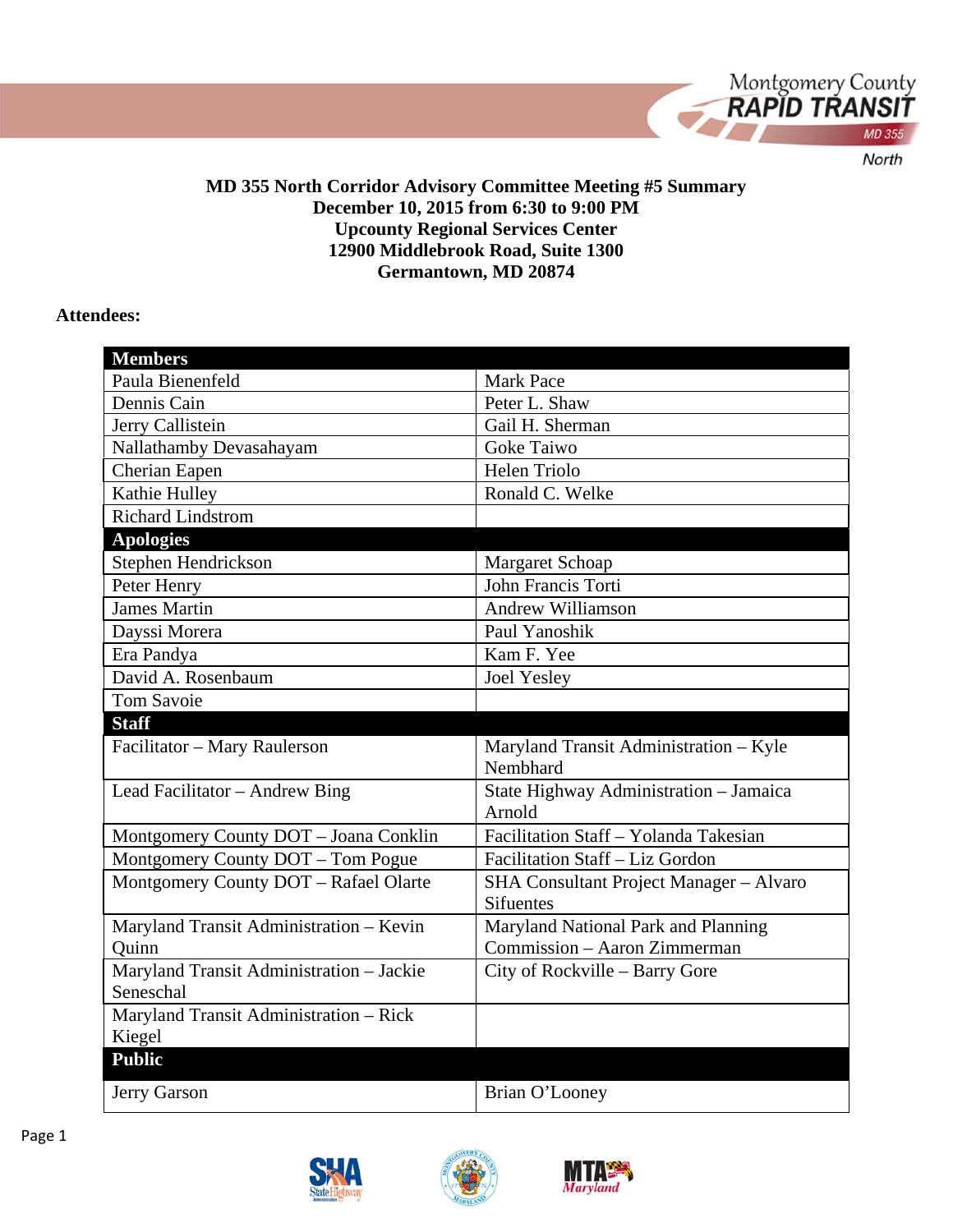**MD 355 North Corridor Advisory Committee Meeting #5 Summary**
**December 10, 2015 from 6:30 to 9:00 PM**
**Upcounty Regional Services Center**
**12900 Middlebrook Road, Suite 1300**
**Germantown, MD 20874**

**Attendees:**

| **Members** | |
|---|---|
| Paula Bienenfeld | Mark Pace |
| Dennis Cain | Peter L. Shaw |
| Jerry Callistein | Gail H. Sherman |
| Nallathamby Devasahayam | Goke Taiwo |
| Cherian Eapen | Helen Triolo |
| Kathie Hulley | Ronald C. Welke |
| Richard Lindstrom | |
| **Apologies** | |
| Stephen Hendrickson | Margaret Schoap |
| Peter Henry | John Francis Torti |
| James Martin | Andrew Williamson |
| Dayssi Morera | Paul Yanoshik |
| Era Pandya | Kam F. Yee |
| David A. Rosenbaum | Joel Yesley |
| Tom Savoie | |
| **Staff** | |
| Facilitator – Mary Raulerson | Maryland Transit Administration – Kyle Nembhard |
| Lead Facilitator – Andrew Bing | State Highway Administration – Jamaica Arnold |
| Montgomery County DOT – Joana Conklin | Facilitation Staff – Yolanda Takesian |
| Montgomery County DOT – Tom Pogue | Facilitation Staff – Liz Gordon |
| Montgomery County DOT – Rafael Olarte | SHA Consultant Project Manager – Alvaro Sifuentes |
| Maryland Transit Administration – Kevin Quinn | Maryland National Park and Planning Commission – Aaron Zimmerman |
| Maryland Transit Administration – Jackie Seneschal | City of Rockville – Barry Gore |
| Maryland Transit Administration – Rick Kiegel | |
| **Public** | |
| Jerry Garson | Brian O'Looney |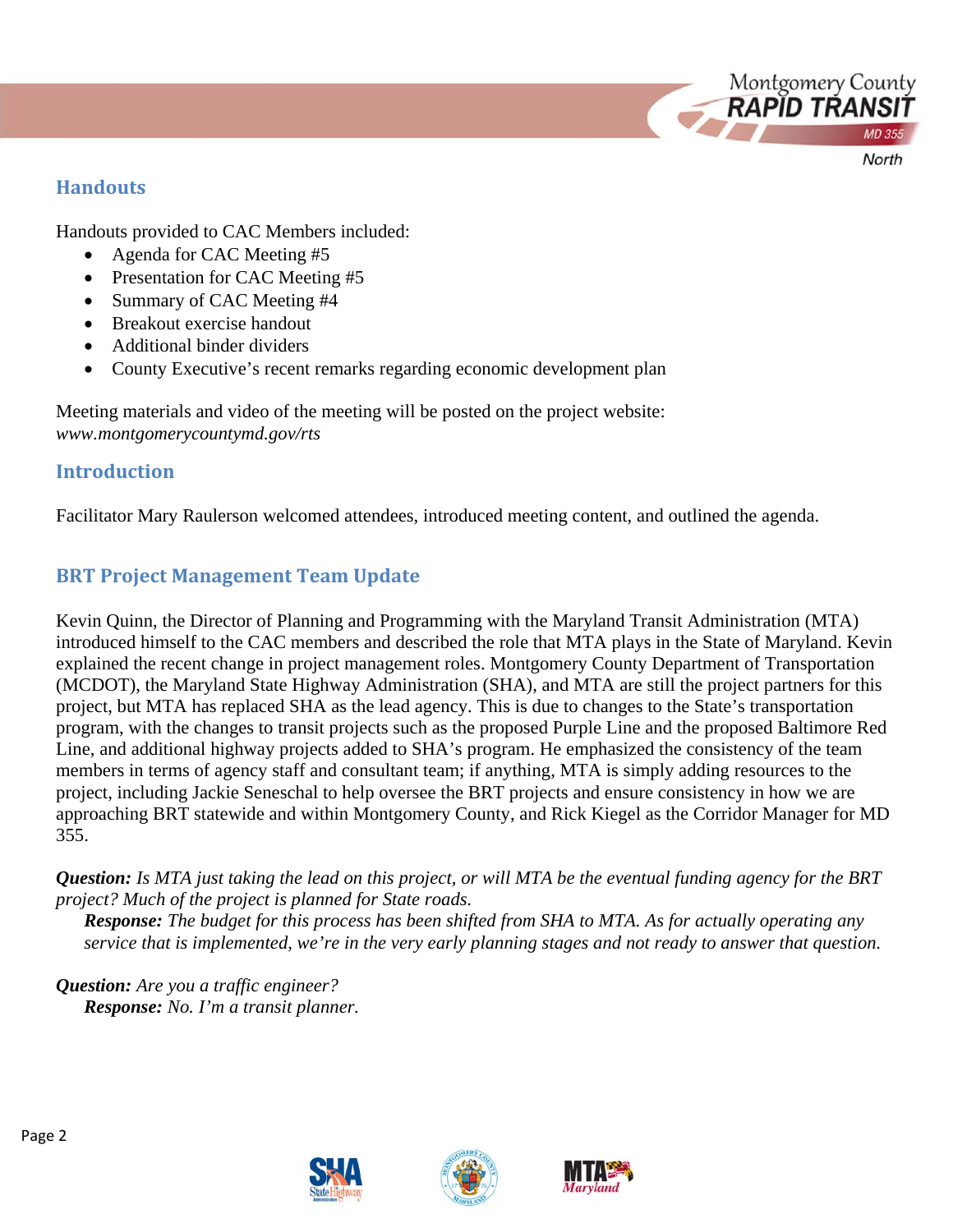## Handouts

Handouts provided to CAC Members included:

- Agenda for CAC Meeting #5
- Presentation for CAC Meeting #5
- Summary of CAC Meeting #4
- Breakout exercise handout
- Additional binder dividers
- County Executive's recent remarks regarding economic development plan

Meeting materials and video of the meeting will be posted on the project website: *www.montgomerycountymd.gov/rts*

## Introduction

Facilitator Mary Raulerson welcomed attendees, introduced meeting content, and outlined the agenda.

## BRT Project Management Team Update

Kevin Quinn, the Director of Planning and Programming with the Maryland Transit Administration (MTA) introduced himself to the CAC members and described the role that MTA plays in the State of Maryland. Kevin explained the recent change in project management roles. Montgomery County Department of Transportation (MCDOT), the Maryland State Highway Administration (SHA), and MTA are still the project partners for this project, but MTA has replaced SHA as the lead agency. This is due to changes to the State's transportation program, with the changes to transit projects such as the proposed Purple Line and the proposed Baltimore Red Line, and additional highway projects added to SHA's program. He emphasized the consistency of the team members in terms of agency staff and consultant team; if anything, MTA is simply adding resources to the project, including Jackie Seneschal to help oversee the BRT projects and ensure consistency in how we are approaching BRT statewide and within Montgomery County, and Rick Kiegel as the Corridor Manager for MD 355.

***Question:*** *Is MTA just taking the lead on this project, or will MTA be the eventual funding agency for the BRT project? Much of the project is planned for State roads.*

> ***Response:*** *The budget for this process has been shifted from SHA to MTA. As for actually operating any service that is implemented, we're in the very early planning stages and not ready to answer that question.*

***Question:*** *Are you a traffic engineer?*

> ***Response:*** *No. I'm a transit planner.*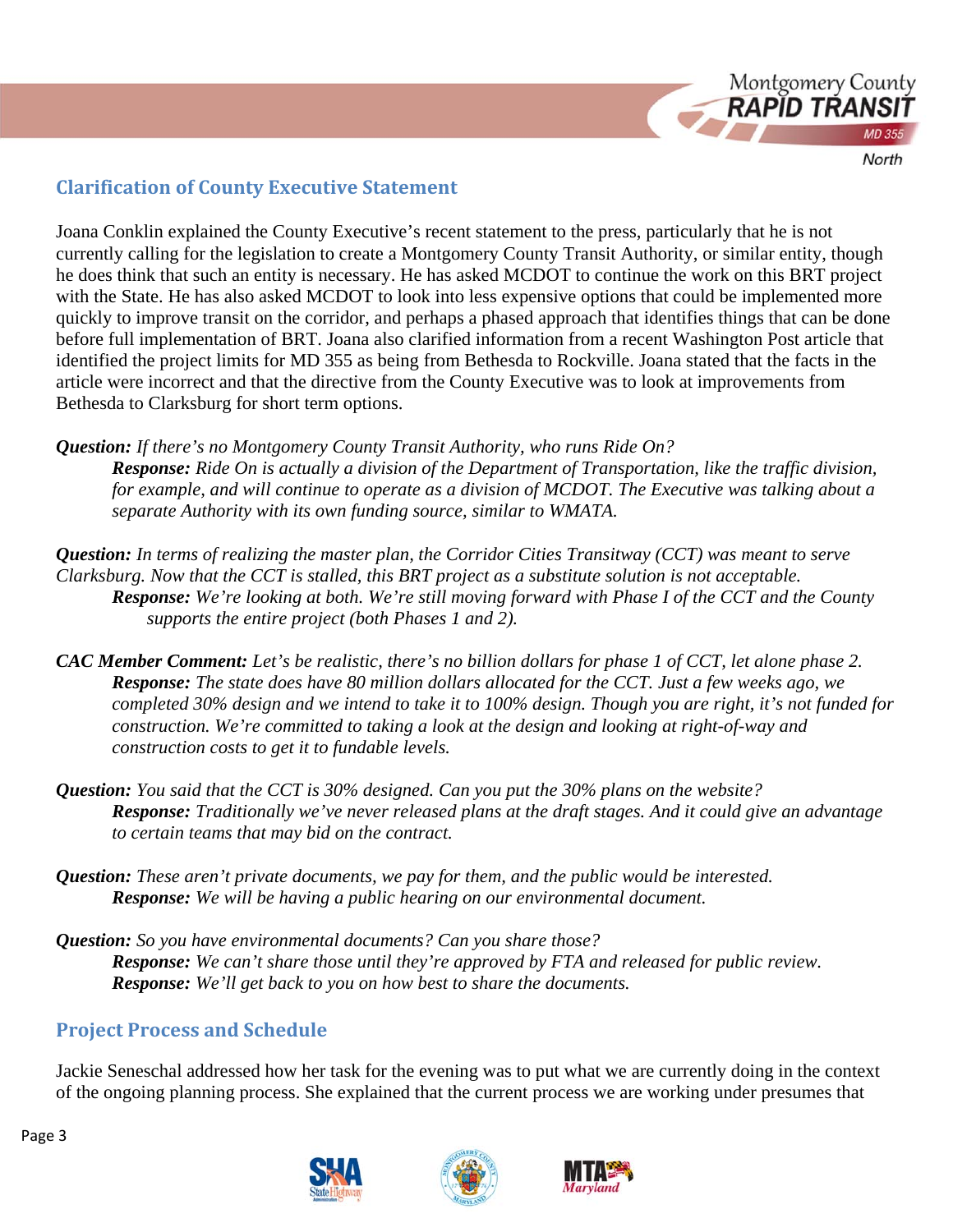## Clarification of County Executive Statement

Joana Conklin explained the County Executive's recent statement to the press, particularly that he is not currently calling for the legislation to create a Montgomery County Transit Authority, or similar entity, though he does think that such an entity is necessary. He has asked MCDOT to continue the work on this BRT project with the State. He has also asked MCDOT to look into less expensive options that could be implemented more quickly to improve transit on the corridor, and perhaps a phased approach that identifies things that can be done before full implementation of BRT. Joana also clarified information from a recent Washington Post article that identified the project limits for MD 355 as being from Bethesda to Rockville. Joana stated that the facts in the article were incorrect and that the directive from the County Executive was to look at improvements from Bethesda to Clarksburg for short term options.

***Question:*** *If there's no Montgomery County Transit Authority, who runs Ride On?*

> ***Response:*** *Ride On is actually a division of the Department of Transportation, like the traffic division, for example, and will continue to operate as a division of MCDOT. The Executive was talking about a separate Authority with its own funding source, similar to WMATA.*

***Question:*** *In terms of realizing the master plan, the Corridor Cities Transitway (CCT) was meant to serve Clarksburg. Now that the CCT is stalled, this BRT project as a substitute solution is not acceptable.*

> ***Response:*** *We're looking at both. We're still moving forward with Phase I of the CCT and the County supports the entire project (both Phases 1 and 2).*

***CAC Member Comment:*** *Let's be realistic, there's no billion dollars for phase 1 of CCT, let alone phase 2.*

> ***Response:*** *The state does have 80 million dollars allocated for the CCT. Just a few weeks ago, we completed 30% design and we intend to take it to 100% design. Though you are right, it's not funded for construction. We're committed to taking a look at the design and looking at right-of-way and construction costs to get it to fundable levels.*

***Question:*** *You said that the CCT is 30% designed. Can you put the 30% plans on the website?*

> ***Response:*** *Traditionally we've never released plans at the draft stages. And it could give an advantage to certain teams that may bid on the contract.*

***Question:*** *These aren't private documents, we pay for them, and the public would be interested.*

> ***Response:*** *We will be having a public hearing on our environmental document.*

***Question:*** *So you have environmental documents? Can you share those?*

> ***Response:*** *We can't share those until they're approved by FTA and released for public review.*
>
> ***Response:*** *We'll get back to you on how best to share the documents.*

## Project Process and Schedule

Jackie Seneschal addressed how her task for the evening was to put what we are currently doing in the context of the ongoing planning process. She explained that the current process we are working under presumes that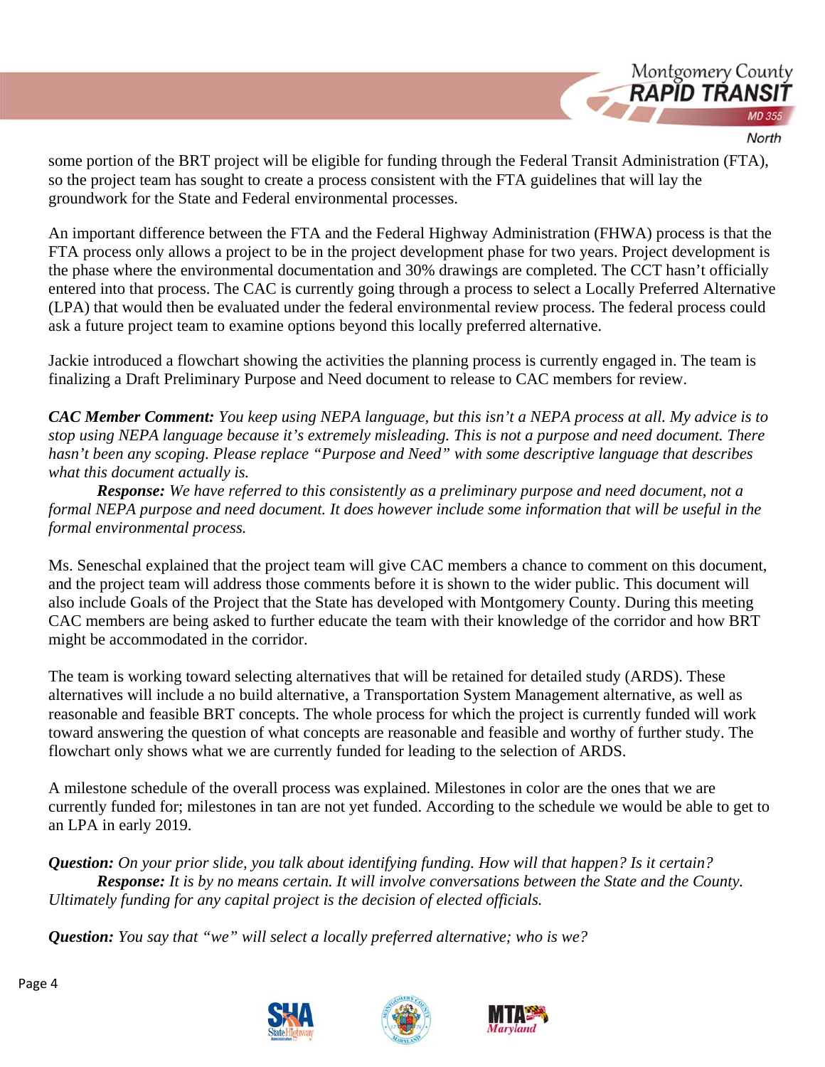some portion of the BRT project will be eligible for funding through the Federal Transit Administration (FTA), so the project team has sought to create a process consistent with the FTA guidelines that will lay the groundwork for the State and Federal environmental processes.

An important difference between the FTA and the Federal Highway Administration (FHWA) process is that the FTA process only allows a project to be in the project development phase for two years. Project development is the phase where the environmental documentation and 30% drawings are completed. The CCT hasn't officially entered into that process. The CAC is currently going through a process to select a Locally Preferred Alternative (LPA) that would then be evaluated under the federal environmental review process. The federal process could ask a future project team to examine options beyond this locally preferred alternative.

Jackie introduced a flowchart showing the activities the planning process is currently engaged in. The team is finalizing a Draft Preliminary Purpose and Need document to release to CAC members for review.

***CAC Member Comment:*** *You keep using NEPA language, but this isn't a NEPA process at all. My advice is to stop using NEPA language because it's extremely misleading. This is not a purpose and need document. There hasn't been any scoping. Please replace "Purpose and Need" with some descriptive language that describes what this document actually is.*

***Response:*** *We have referred to this consistently as a preliminary purpose and need document, not a formal NEPA purpose and need document. It does however include some information that will be useful in the formal environmental process.*

Ms. Seneschal explained that the project team will give CAC members a chance to comment on this document, and the project team will address those comments before it is shown to the wider public. This document will also include Goals of the Project that the State has developed with Montgomery County. During this meeting CAC members are being asked to further educate the team with their knowledge of the corridor and how BRT might be accommodated in the corridor.

The team is working toward selecting alternatives that will be retained for detailed study (ARDS). These alternatives will include a no build alternative, a Transportation System Management alternative, as well as reasonable and feasible BRT concepts. The whole process for which the project is currently funded will work toward answering the question of what concepts are reasonable and feasible and worthy of further study. The flowchart only shows what we are currently funded for leading to the selection of ARDS.

A milestone schedule of the overall process was explained. Milestones in color are the ones that we are currently funded for; milestones in tan are not yet funded. According to the schedule we would be able to get to an LPA in early 2019.

***Question:*** *On your prior slide, you talk about identifying funding. How will that happen? Is it certain?*

***Response:*** *It is by no means certain. It will involve conversations between the State and the County. Ultimately funding for any capital project is the decision of elected officials.*

***Question:*** *You say that "we" will select a locally preferred alternative; who is we?*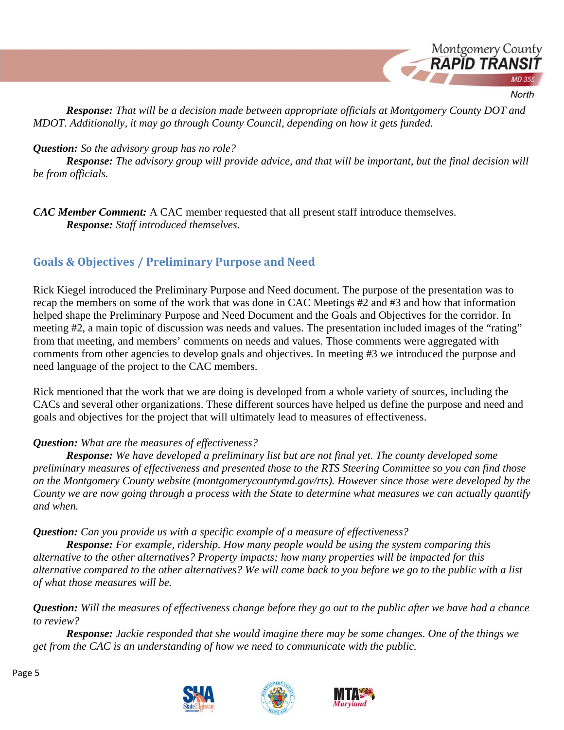***Response:*** *That will be a decision made between appropriate officials at Montgomery County DOT and MDOT. Additionally, it may go through County Council, depending on how it gets funded.*

***Question:*** *So the advisory group has no role?*

***Response:*** *The advisory group will provide advice, and that will be important, but the final decision will be from officials.*

***CAC Member Comment:*** A CAC member requested that all present staff introduce themselves.

***Response:*** *Staff introduced themselves.*

## Goals & Objectives / Preliminary Purpose and Need

Rick Kiegel introduced the Preliminary Purpose and Need document. The purpose of the presentation was to recap the members on some of the work that was done in CAC Meetings #2 and #3 and how that information helped shape the Preliminary Purpose and Need Document and the Goals and Objectives for the corridor. In meeting #2, a main topic of discussion was needs and values. The presentation included images of the "rating" from that meeting, and members' comments on needs and values. Those comments were aggregated with comments from other agencies to develop goals and objectives. In meeting #3 we introduced the purpose and need language of the project to the CAC members.

Rick mentioned that the work that we are doing is developed from a whole variety of sources, including the CACs and several other organizations. These different sources have helped us define the purpose and need and goals and objectives for the project that will ultimately lead to measures of effectiveness.

***Question:*** *What are the measures of effectiveness?*

***Response:*** *We have developed a preliminary list but are not final yet. The county developed some preliminary measures of effectiveness and presented those to the RTS Steering Committee so you can find those on the Montgomery County website (montgomerycountymd.gov/rts). However since those were developed by the County we are now going through a process with the State to determine what measures we can actually quantify and when.*

***Question:*** *Can you provide us with a specific example of a measure of effectiveness?*

***Response:*** *For example, ridership. How many people would be using the system comparing this alternative to the other alternatives? Property impacts; how many properties will be impacted for this alternative compared to the other alternatives? We will come back to you before we go to the public with a list of what those measures will be.*

***Question:*** *Will the measures of effectiveness change before they go out to the public after we have had a chance to review?*

***Response:*** *Jackie responded that she would imagine there may be some changes. One of the things we get from the CAC is an understanding of how we need to communicate with the public.*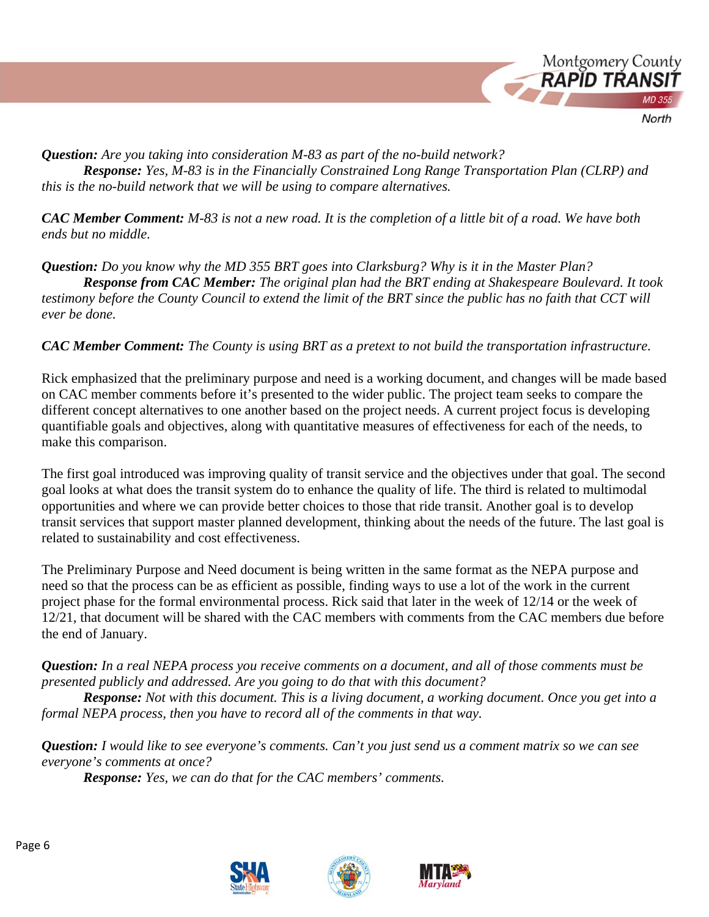***Question:*** *Are you taking into consideration M-83 as part of the no-build network?*

***Response:*** *Yes, M-83 is in the Financially Constrained Long Range Transportation Plan (CLRP) and this is the no-build network that we will be using to compare alternatives.*

***CAC Member Comment:*** *M-83 is not a new road. It is the completion of a little bit of a road. We have both ends but no middle.*

***Question:*** *Do you know why the MD 355 BRT goes into Clarksburg? Why is it in the Master Plan?*

***Response from CAC Member:*** *The original plan had the BRT ending at Shakespeare Boulevard. It took testimony before the County Council to extend the limit of the BRT since the public has no faith that CCT will ever be done.*

***CAC Member Comment:*** *The County is using BRT as a pretext to not build the transportation infrastructure.*

Rick emphasized that the preliminary purpose and need is a working document, and changes will be made based on CAC member comments before it's presented to the wider public. The project team seeks to compare the different concept alternatives to one another based on the project needs. A current project focus is developing quantifiable goals and objectives, along with quantitative measures of effectiveness for each of the needs, to make this comparison.

The first goal introduced was improving quality of transit service and the objectives under that goal. The second goal looks at what does the transit system do to enhance the quality of life. The third is related to multimodal opportunities and where we can provide better choices to those that ride transit. Another goal is to develop transit services that support master planned development, thinking about the needs of the future. The last goal is related to sustainability and cost effectiveness.

The Preliminary Purpose and Need document is being written in the same format as the NEPA purpose and need so that the process can be as efficient as possible, finding ways to use a lot of the work in the current project phase for the formal environmental process. Rick said that later in the week of 12/14 or the week of 12/21, that document will be shared with the CAC members with comments from the CAC members due before the end of January.

***Question:*** *In a real NEPA process you receive comments on a document, and all of those comments must be presented publicly and addressed. Are you going to do that with this document?*

***Response:*** *Not with this document. This is a living document, a working document. Once you get into a formal NEPA process, then you have to record all of the comments in that way.*

***Question:*** *I would like to see everyone's comments. Can't you just send us a comment matrix so we can see everyone's comments at once?*

***Response:*** *Yes, we can do that for the CAC members' comments.*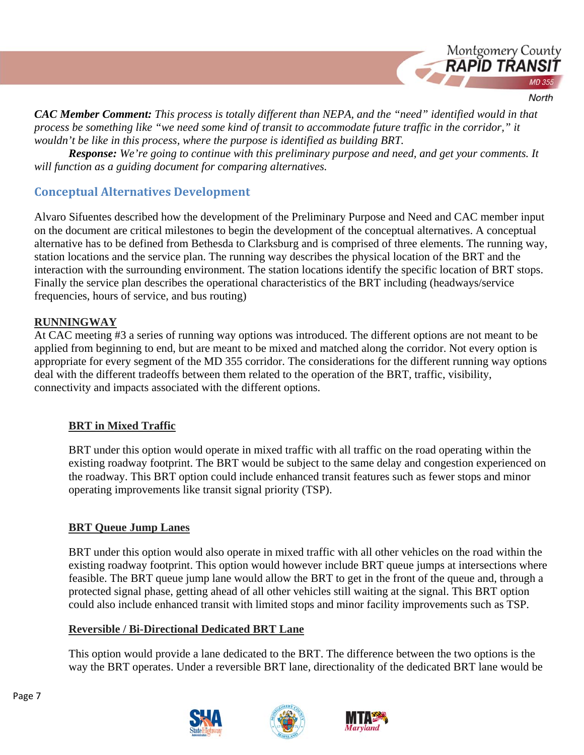***CAC Member Comment:*** *This process is totally different than NEPA, and the "need" identified would in that process be something like "we need some kind of transit to accommodate future traffic in the corridor," it wouldn't be like in this process, where the purpose is identified as building BRT.*

***Response:*** *We're going to continue with this preliminary purpose and need, and get your comments. It will function as a guiding document for comparing alternatives.*

## Conceptual Alternatives Development

Alvaro Sifuentes described how the development of the Preliminary Purpose and Need and CAC member input on the document are critical milestones to begin the development of the conceptual alternatives. A conceptual alternative has to be defined from Bethesda to Clarksburg and is comprised of three elements. The running way, station locations and the service plan. The running way describes the physical location of the BRT and the interaction with the surrounding environment. The station locations identify the specific location of BRT stops. Finally the service plan describes the operational characteristics of the BRT including (headways/service frequencies, hours of service, and bus routing)

### RUNNINGWAY

At CAC meeting #3 a series of running way options was introduced. The different options are not meant to be applied from beginning to end, but are meant to be mixed and matched along the corridor. Not every option is appropriate for every segment of the MD 355 corridor. The considerations for the different running way options deal with the different tradeoffs between them related to the operation of the BRT, traffic, visibility, connectivity and impacts associated with the different options.

#### BRT in Mixed Traffic

BRT under this option would operate in mixed traffic with all traffic on the road operating within the existing roadway footprint. The BRT would be subject to the same delay and congestion experienced on the roadway. This BRT option could include enhanced transit features such as fewer stops and minor operating improvements like transit signal priority (TSP).

#### BRT Queue Jump Lanes

BRT under this option would also operate in mixed traffic with all other vehicles on the road within the existing roadway footprint. This option would however include BRT queue jumps at intersections where feasible. The BRT queue jump lane would allow the BRT to get in the front of the queue and, through a protected signal phase, getting ahead of all other vehicles still waiting at the signal. This BRT option could also include enhanced transit with limited stops and minor facility improvements such as TSP.

#### Reversible / Bi-Directional Dedicated BRT Lane

This option would provide a lane dedicated to the BRT. The difference between the two options is the way the BRT operates. Under a reversible BRT lane, directionality of the dedicated BRT lane would be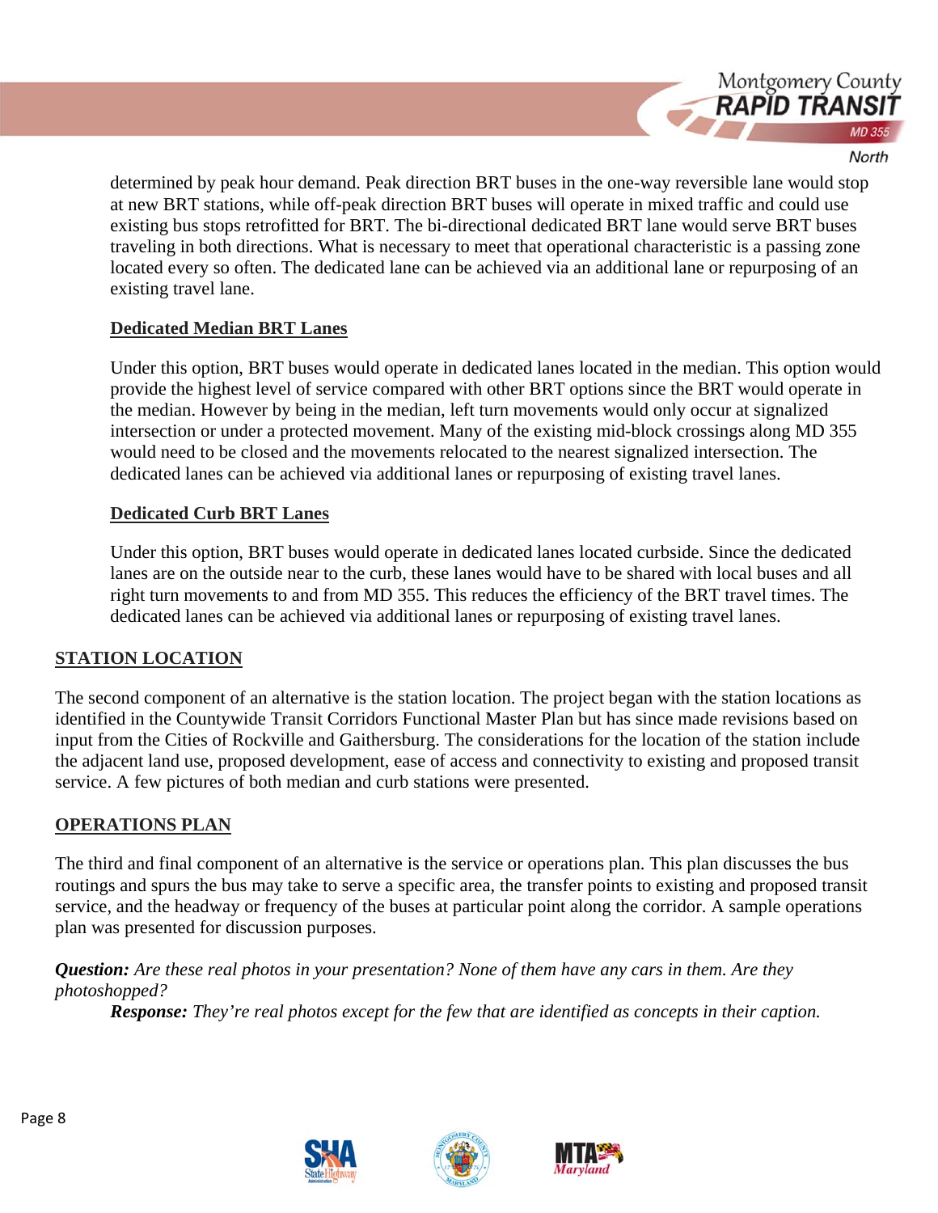determined by peak hour demand. Peak direction BRT buses in the one-way reversible lane would stop at new BRT stations, while off-peak direction BRT buses will operate in mixed traffic and could use existing bus stops retrofitted for BRT. The bi-directional dedicated BRT lane would serve BRT buses traveling in both directions. What is necessary to meet that operational characteristic is a passing zone located every so often. The dedicated lane can be achieved via an additional lane or repurposing of an existing travel lane.

### Dedicated Median BRT Lanes

Under this option, BRT buses would operate in dedicated lanes located in the median. This option would provide the highest level of service compared with other BRT options since the BRT would operate in the median. However by being in the median, left turn movements would only occur at signalized intersection or under a protected movement. Many of the existing mid-block crossings along MD 355 would need to be closed and the movements relocated to the nearest signalized intersection. The dedicated lanes can be achieved via additional lanes or repurposing of existing travel lanes.

### Dedicated Curb BRT Lanes

Under this option, BRT buses would operate in dedicated lanes located curbside. Since the dedicated lanes are on the outside near to the curb, these lanes would have to be shared with local buses and all right turn movements to and from MD 355. This reduces the efficiency of the BRT travel times. The dedicated lanes can be achieved via additional lanes or repurposing of existing travel lanes.

## STATION LOCATION

The second component of an alternative is the station location. The project began with the station locations as identified in the Countywide Transit Corridors Functional Master Plan but has since made revisions based on input from the Cities of Rockville and Gaithersburg. The considerations for the location of the station include the adjacent land use, proposed development, ease of access and connectivity to existing and proposed transit service. A few pictures of both median and curb stations were presented.

## OPERATIONS PLAN

The third and final component of an alternative is the service or operations plan. This plan discusses the bus routings and spurs the bus may take to serve a specific area, the transfer points to existing and proposed transit service, and the headway or frequency of the buses at particular point along the corridor. A sample operations plan was presented for discussion purposes.

***Question:*** *Are these real photos in your presentation? None of them have any cars in them. Are they photoshopped?*

> ***Response:*** *They're real photos except for the few that are identified as concepts in their caption.*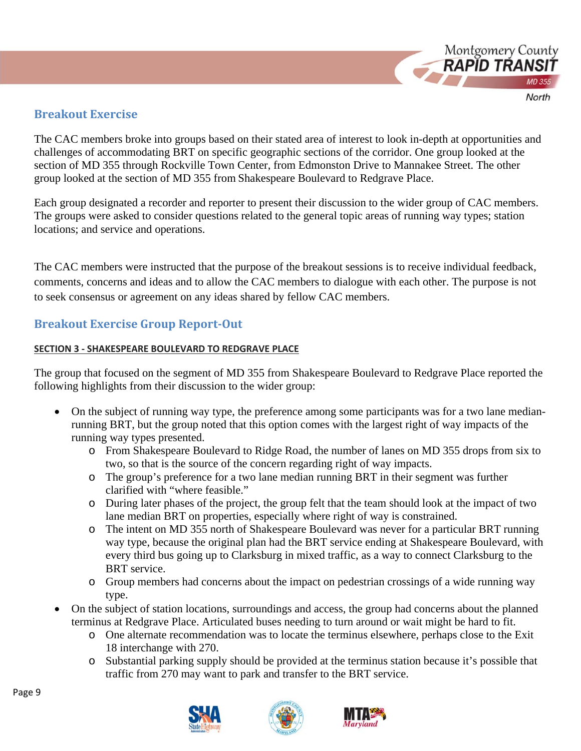## Breakout Exercise

The CAC members broke into groups based on their stated area of interest to look in-depth at opportunities and challenges of accommodating BRT on specific geographic sections of the corridor. One group looked at the section of MD 355 through Rockville Town Center, from Edmonston Drive to Mannakee Street. The other group looked at the section of MD 355 from Shakespeare Boulevard to Redgrave Place.

Each group designated a recorder and reporter to present their discussion to the wider group of CAC members. The groups were asked to consider questions related to the general topic areas of running way types; station locations; and service and operations.

The CAC members were instructed that the purpose of the breakout sessions is to receive individual feedback, comments, concerns and ideas and to allow the CAC members to dialogue with each other. The purpose is not to seek consensus or agreement on any ideas shared by fellow CAC members.

## Breakout Exercise Group Report-Out

#### SECTION 3 - SHAKESPEARE BOULEVARD TO REDGRAVE PLACE

The group that focused on the segment of MD 355 from Shakespeare Boulevard to Redgrave Place reported the following highlights from their discussion to the wider group:

- On the subject of running way type, the preference among some participants was for a two lane median-running BRT, but the group noted that this option comes with the largest right of way impacts of the running way types presented.
  - From Shakespeare Boulevard to Ridge Road, the number of lanes on MD 355 drops from six to two, so that is the source of the concern regarding right of way impacts.
  - The group's preference for a two lane median running BRT in their segment was further clarified with "where feasible."
  - During later phases of the project, the group felt that the team should look at the impact of two lane median BRT on properties, especially where right of way is constrained.
  - The intent on MD 355 north of Shakespeare Boulevard was never for a particular BRT running way type, because the original plan had the BRT service ending at Shakespeare Boulevard, with every third bus going up to Clarksburg in mixed traffic, as a way to connect Clarksburg to the BRT service.
  - Group members had concerns about the impact on pedestrian crossings of a wide running way type.
- On the subject of station locations, surroundings and access, the group had concerns about the planned terminus at Redgrave Place. Articulated buses needing to turn around or wait might be hard to fit.
  - One alternate recommendation was to locate the terminus elsewhere, perhaps close to the Exit 18 interchange with 270.
  - Substantial parking supply should be provided at the terminus station because it's possible that traffic from 270 may want to park and transfer to the BRT service.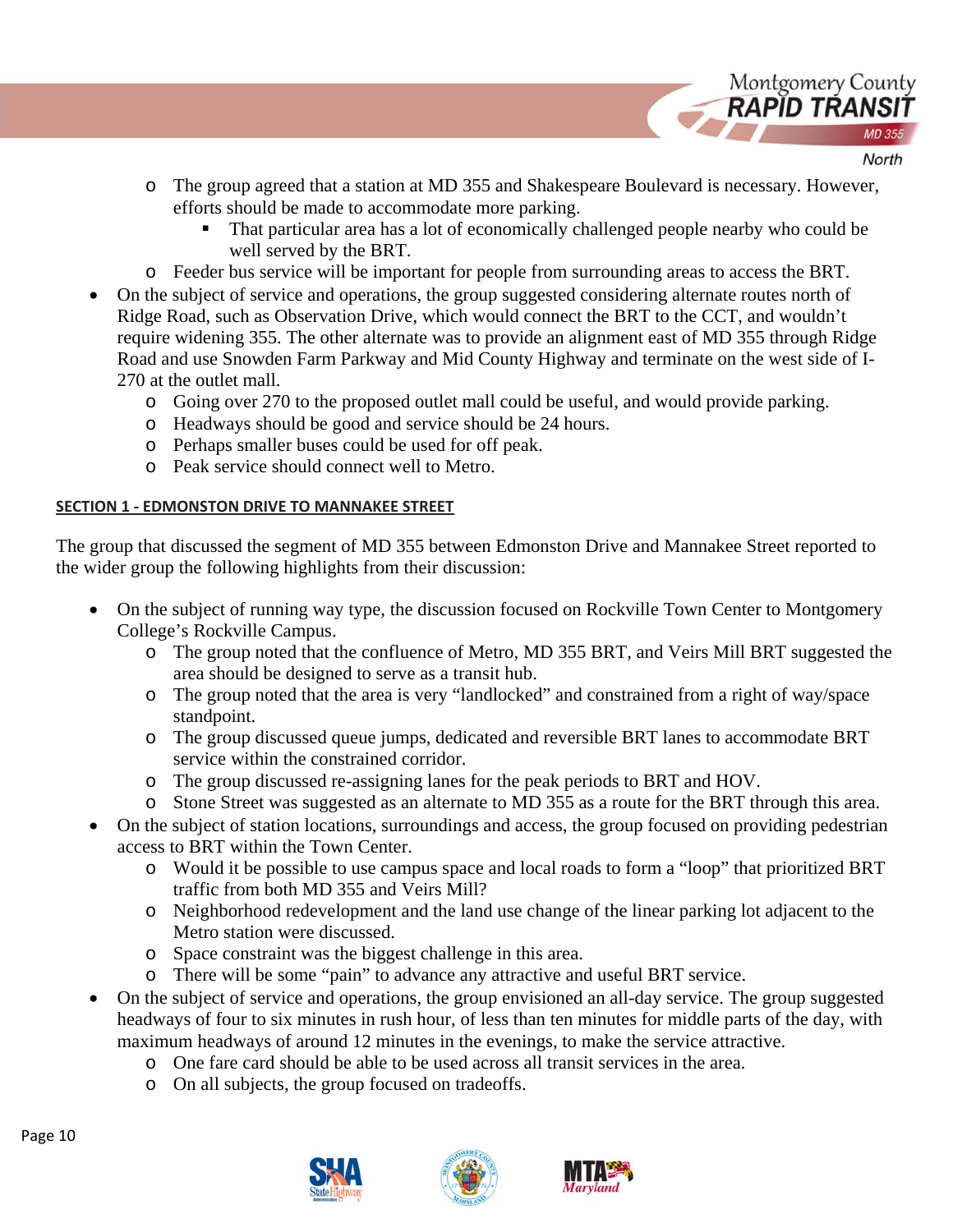- The group agreed that a station at MD 355 and Shakespeare Boulevard is necessary. However, efforts should be made to accommodate more parking.
        - That particular area has a lot of economically challenged people nearby who could be well served by the BRT.
    - Feeder bus service will be important for people from surrounding areas to access the BRT.
- On the subject of service and operations, the group suggested considering alternate routes north of Ridge Road, such as Observation Drive, which would connect the BRT to the CCT, and wouldn't require widening 355. The other alternate was to provide an alignment east of MD 355 through Ridge Road and use Snowden Farm Parkway and Mid County Highway and terminate on the west side of I-270 at the outlet mall.
    - Going over 270 to the proposed outlet mall could be useful, and would provide parking.
    - Headways should be good and service should be 24 hours.
    - Perhaps smaller buses could be used for off peak.
    - Peak service should connect well to Metro.

### SECTION 1 - EDMONSTON DRIVE TO MANNAKEE STREET

The group that discussed the segment of MD 355 between Edmonston Drive and Mannakee Street reported to the wider group the following highlights from their discussion:

- On the subject of running way type, the discussion focused on Rockville Town Center to Montgomery College's Rockville Campus.
    - The group noted that the confluence of Metro, MD 355 BRT, and Veirs Mill BRT suggested the area should be designed to serve as a transit hub.
    - The group noted that the area is very "landlocked" and constrained from a right of way/space standpoint.
    - The group discussed queue jumps, dedicated and reversible BRT lanes to accommodate BRT service within the constrained corridor.
    - The group discussed re-assigning lanes for the peak periods to BRT and HOV.
    - Stone Street was suggested as an alternate to MD 355 as a route for the BRT through this area.
- On the subject of station locations, surroundings and access, the group focused on providing pedestrian access to BRT within the Town Center.
    - Would it be possible to use campus space and local roads to form a "loop" that prioritized BRT traffic from both MD 355 and Veirs Mill?
    - Neighborhood redevelopment and the land use change of the linear parking lot adjacent to the Metro station were discussed.
    - Space constraint was the biggest challenge in this area.
    - There will be some "pain" to advance any attractive and useful BRT service.
- On the subject of service and operations, the group envisioned an all-day service. The group suggested headways of four to six minutes in rush hour, of less than ten minutes for middle parts of the day, with maximum headways of around 12 minutes in the evenings, to make the service attractive.
    - One fare card should be able to be used across all transit services in the area.
    - On all subjects, the group focused on tradeoffs.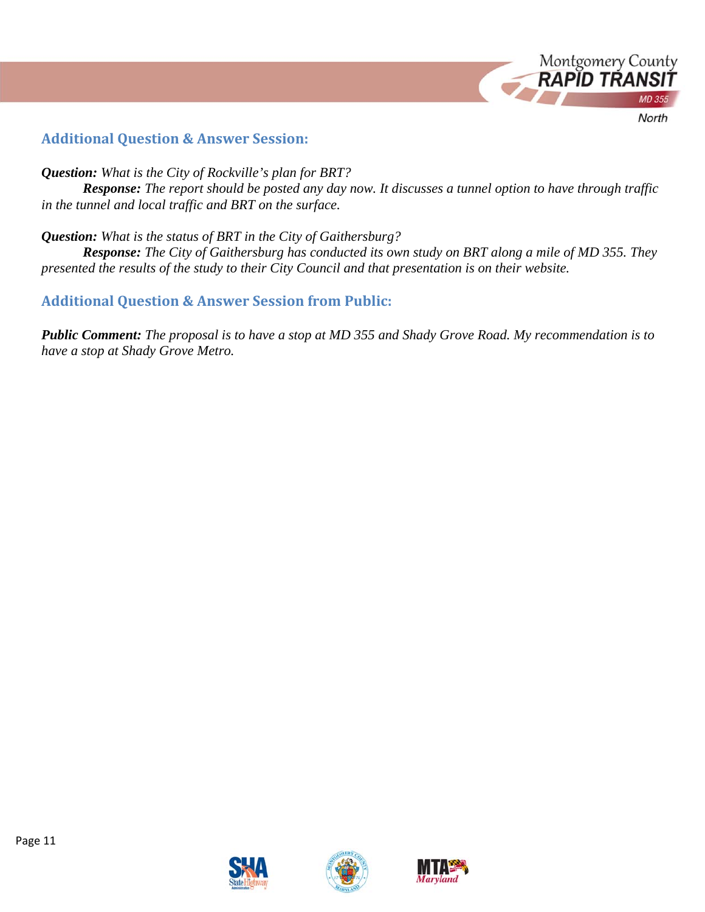## Additional Question & Answer Session:

***Question:*** *What is the City of Rockville's plan for BRT?*

***Response:*** *The report should be posted any day now. It discusses a tunnel option to have through traffic in the tunnel and local traffic and BRT on the surface.*

***Question:*** *What is the status of BRT in the City of Gaithersburg?*

***Response:*** *The City of Gaithersburg has conducted its own study on BRT along a mile of MD 355. They presented the results of the study to their City Council and that presentation is on their website.*

## Additional Question & Answer Session from Public:

***Public Comment:*** *The proposal is to have a stop at MD 355 and Shady Grove Road. My recommendation is to have a stop at Shady Grove Metro.*